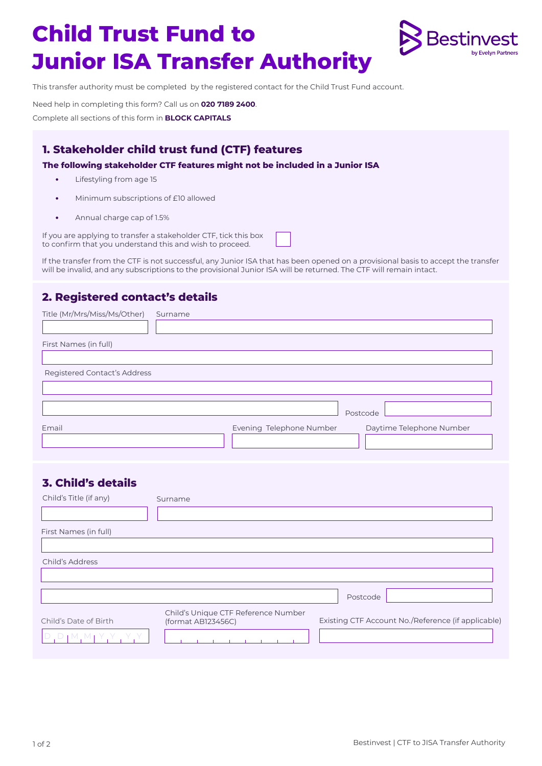# Child Trust Fund to Junior ISA Transfer Authority

Bestinvest by Evelyn Partners

This transfer authority must be completed by the registered contact for the Child Trust Fund account.

Need help in completing this form? Call us on **020 7189 2400**.

Complete all sections of this form in **BLOCK CAPITALS**

## 1. Stakeholder child trust fund (CTF) features

**The following stakeholder CTF features might not be included in a Junior ISA**

- Lifestyling from age 15
- Minimum subscriptions of £10 allowed
- Annual charge cap of 1.5%

If you are applying to transfer a stakeholder CTF, tick this box to confirm that you understand this and wish to proceed. ☐

If the transfer from the CTF is not successful, any Junior ISA that has been opened on a provisional basis to accept the transfer will be invalid, and any subscriptions to the provisional Junior ISA will be returned. The CTF will remain intact.

## 2. Registered contact's details

Title (Mr/Mrs/Miss/Ms/Other)

Surname

First Names (in full)

Registered Contact's Address

Postcode

Email

Evening Telephone Number

Daytime Telephone Number

## 3. Child's details

Child's Title (if any)

Surname

First Names (in full)

Child's Address

Postcode

Child's Date of Birth

D D M M Y Y Y Y

Child's Unique CTF Reference Number (format AB123456C)

Existing CTF Account No./Reference (if applicable)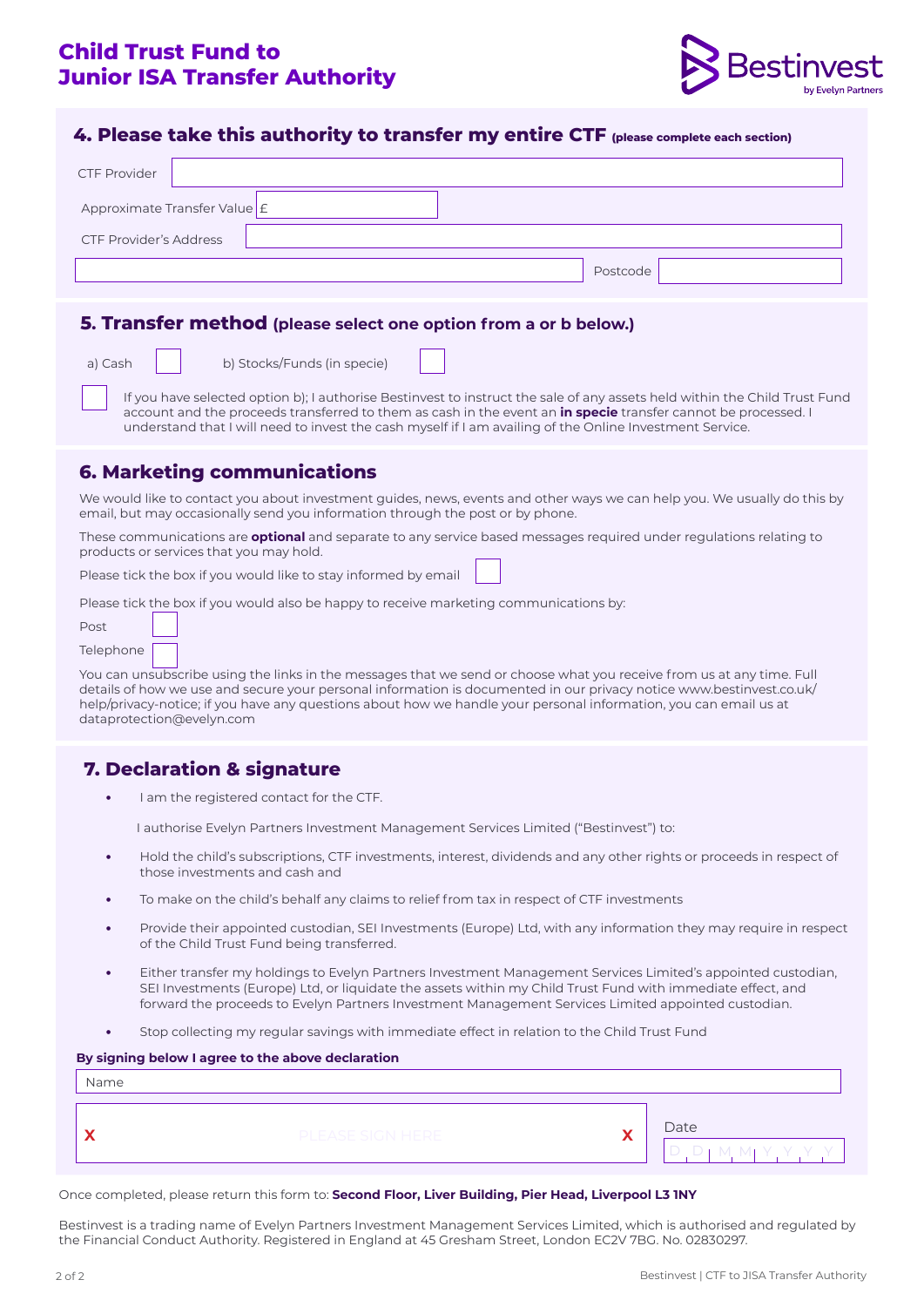# Child Trust Fund to Junior ISA Transfer Authority

Bestinvest by Evelyn Partners

## 4. Please take this authority to transfer my entire CTF (please complete each section)

CTF Provider

Approximate Transfer Value £

CTF Provider's Address

Postcode

## 5. Transfer method (please select one option from a or b below.)

a) Cash ☐ b) Stocks/Funds (in specie) ☐

☐ If you have selected option b); I authorise Bestinvest to instruct the sale of any assets held within the Child Trust Fund account and the proceeds transferred to them as cash in the event an **in specie** transfer cannot be processed. I understand that I will need to invest the cash myself if I am availing of the Online Investment Service.

## 6. Marketing communications

We would like to contact you about investment guides, news, events and other ways we can help you. We usually do this by email, but may occasionally send you information through the post or by phone.

These communications are **optional** and separate to any service based messages required under regulations relating to products or services that you may hold.

Please tick the box if you would like to stay informed by email ☐

Please tick the box if you would also be happy to receive marketing communications by:

Post ☐

Telephone ☐

You can unsubscribe using the links in the messages that we send or choose what you receive from us at any time. Full details of how we use and secure your personal information is documented in our privacy notice www.bestinvest.co.uk/help/privacy-notice; if you have any questions about how we handle your personal information, you can email us at dataprotection@evelyn.com

## 7. Declaration & signature

- I am the registered contact for the CTF.

I authorise Evelyn Partners Investment Management Services Limited ("Bestinvest") to:

- Hold the child's subscriptions, CTF investments, interest, dividends and any other rights or proceeds in respect of those investments and cash and
- To make on the child's behalf any claims to relief from tax in respect of CTF investments
- Provide their appointed custodian, SEI Investments (Europe) Ltd, with any information they may require in respect of the Child Trust Fund being transferred.
- Either transfer my holdings to Evelyn Partners Investment Management Services Limited's appointed custodian, SEI Investments (Europe) Ltd, or liquidate the assets within my Child Trust Fund with immediate effect, and forward the proceeds to Evelyn Partners Investment Management Services Limited appointed custodian.
- Stop collecting my regular savings with immediate effect in relation to the Child Trust Fund

**By signing below I agree to the above declaration**

Name

X PLEASE SIGN HERE X

Date D D M M Y Y Y Y

Once completed, please return this form to: **Second Floor, Liver Building, Pier Head, Liverpool L3 1NY**

Bestinvest is a trading name of Evelyn Partners Investment Management Services Limited, which is authorised and regulated by the Financial Conduct Authority. Registered in England at 45 Gresham Street, London EC2V 7BG. No. 02830297.